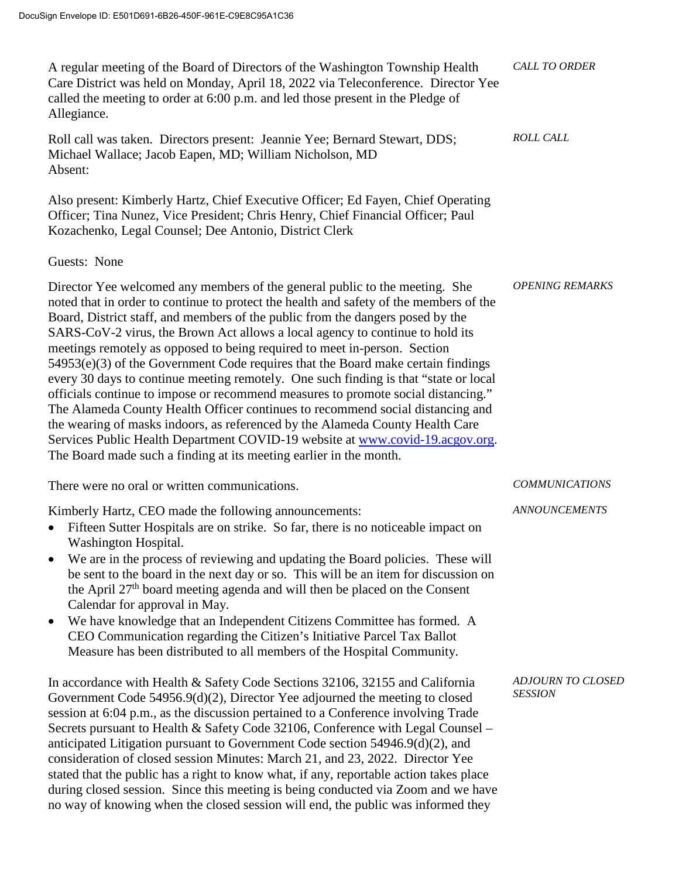DocuSign Envelope ID: E501D691-6B26-450F-961E-C9E8C95A1C36

*CALL TO ORDER*

A regular meeting of the Board of Directors of the Washington Township Health Care District was held on Monday, April 18, 2022 via Teleconference. Director Yee called the meeting to order at 6:00 p.m. and led those present in the Pledge of Allegiance.

*ROLL CALL*

Roll call was taken. Directors present: Jeannie Yee; Bernard Stewart, DDS; Michael Wallace; Jacob Eapen, MD; William Nicholson, MD
Absent:

Also present: Kimberly Hartz, Chief Executive Officer; Ed Fayen, Chief Operating Officer; Tina Nunez, Vice President; Chris Henry, Chief Financial Officer; Paul Kozachenko, Legal Counsel; Dee Antonio, District Clerk

Guests: None

*OPENING REMARKS*

Director Yee welcomed any members of the general public to the meeting. She noted that in order to continue to protect the health and safety of the members of the Board, District staff, and members of the public from the dangers posed by the SARS-CoV-2 virus, the Brown Act allows a local agency to continue to hold its meetings remotely as opposed to being required to meet in-person. Section 54953(e)(3) of the Government Code requires that the Board make certain findings every 30 days to continue meeting remotely. One such finding is that "state or local officials continue to impose or recommend measures to promote social distancing." The Alameda County Health Officer continues to recommend social distancing and the wearing of masks indoors, as referenced by the Alameda County Health Care Services Public Health Department COVID-19 website at www.covid-19.acgov.org. The Board made such a finding at its meeting earlier in the month.

*COMMUNICATIONS*

There were no oral or written communications.

*ANNOUNCEMENTS*

Kimberly Hartz, CEO made the following announcements:

- Fifteen Sutter Hospitals are on strike. So far, there is no noticeable impact on Washington Hospital.
- We are in the process of reviewing and updating the Board policies. These will be sent to the board in the next day or so. This will be an item for discussion on the April 27th board meeting agenda and will then be placed on the Consent Calendar for approval in May.
- We have knowledge that an Independent Citizens Committee has formed. A CEO Communication regarding the Citizen's Initiative Parcel Tax Ballot Measure has been distributed to all members of the Hospital Community.

*ADJOURN TO CLOSED SESSION*

In accordance with Health & Safety Code Sections 32106, 32155 and California Government Code 54956.9(d)(2), Director Yee adjourned the meeting to closed session at 6:04 p.m., as the discussion pertained to a Conference involving Trade Secrets pursuant to Health & Safety Code 32106, Conference with Legal Counsel – anticipated Litigation pursuant to Government Code section 54946.9(d)(2), and consideration of closed session Minutes: March 21, and 23, 2022. Director Yee stated that the public has a right to know what, if any, reportable action takes place during closed session. Since this meeting is being conducted via Zoom and we have no way of knowing when the closed session will end, the public was informed they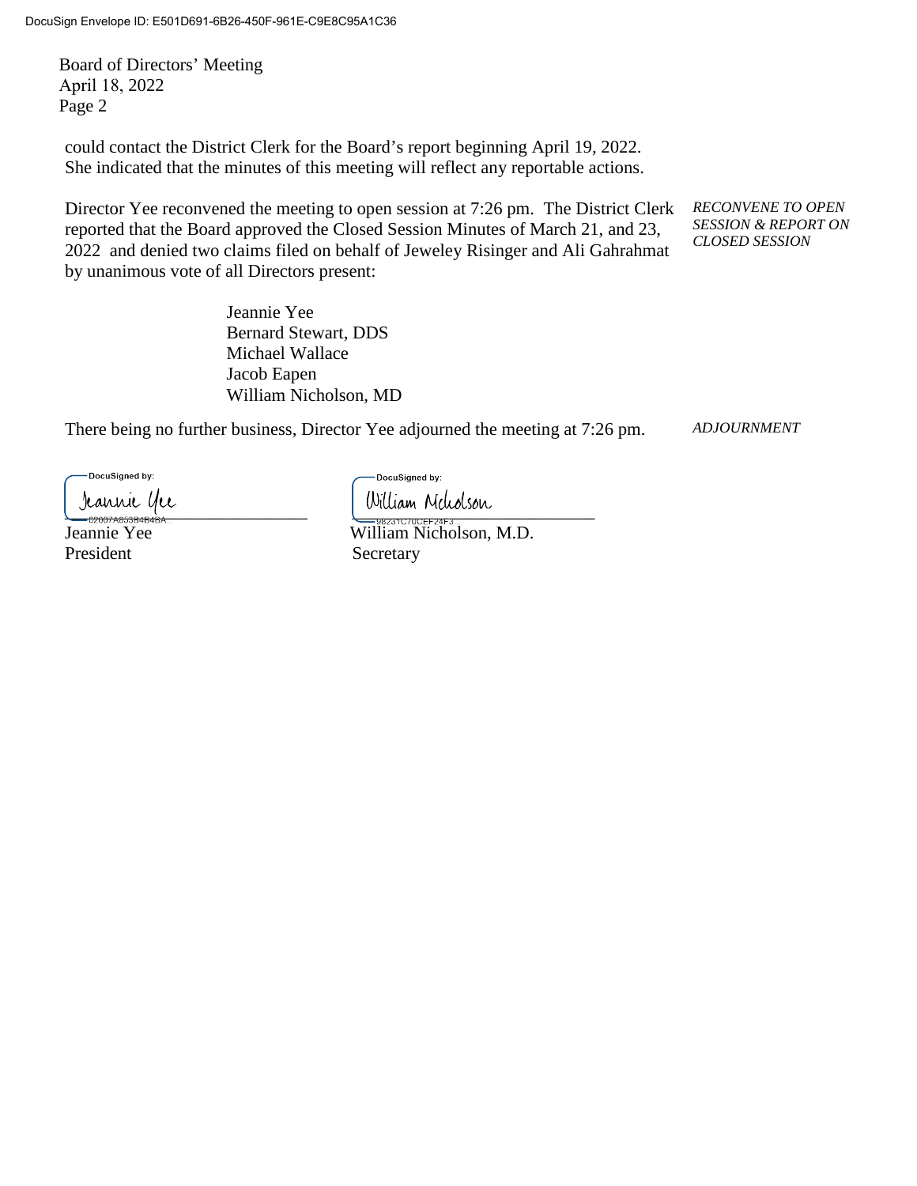could contact the District Clerk for the Board's report beginning April 19, 2022. She indicated that the minutes of this meeting will reflect any reportable actions.

*RECONVENE TO OPEN SESSION & REPORT ON CLOSED SESSION*

Director Yee reconvened the meeting to open session at 7:26 pm. The District Clerk reported that the Board approved the Closed Session Minutes of March 21, and 23, 2022 and denied two claims filed on behalf of Jeweley Risinger and Ali Gahrahmat by unanimous vote of all Directors present:

Jeannie Yee
Bernard Stewart, DDS
Michael Wallace
Jacob Eapen
William Nicholson, MD

*ADJOURNMENT*

There being no further business, Director Yee adjourned the meeting at 7:26 pm.

DocuSigned by: Jeannie Yee
Jeannie Yee
President

DocuSigned by: William Nicholson
William Nicholson, M.D.
Secretary